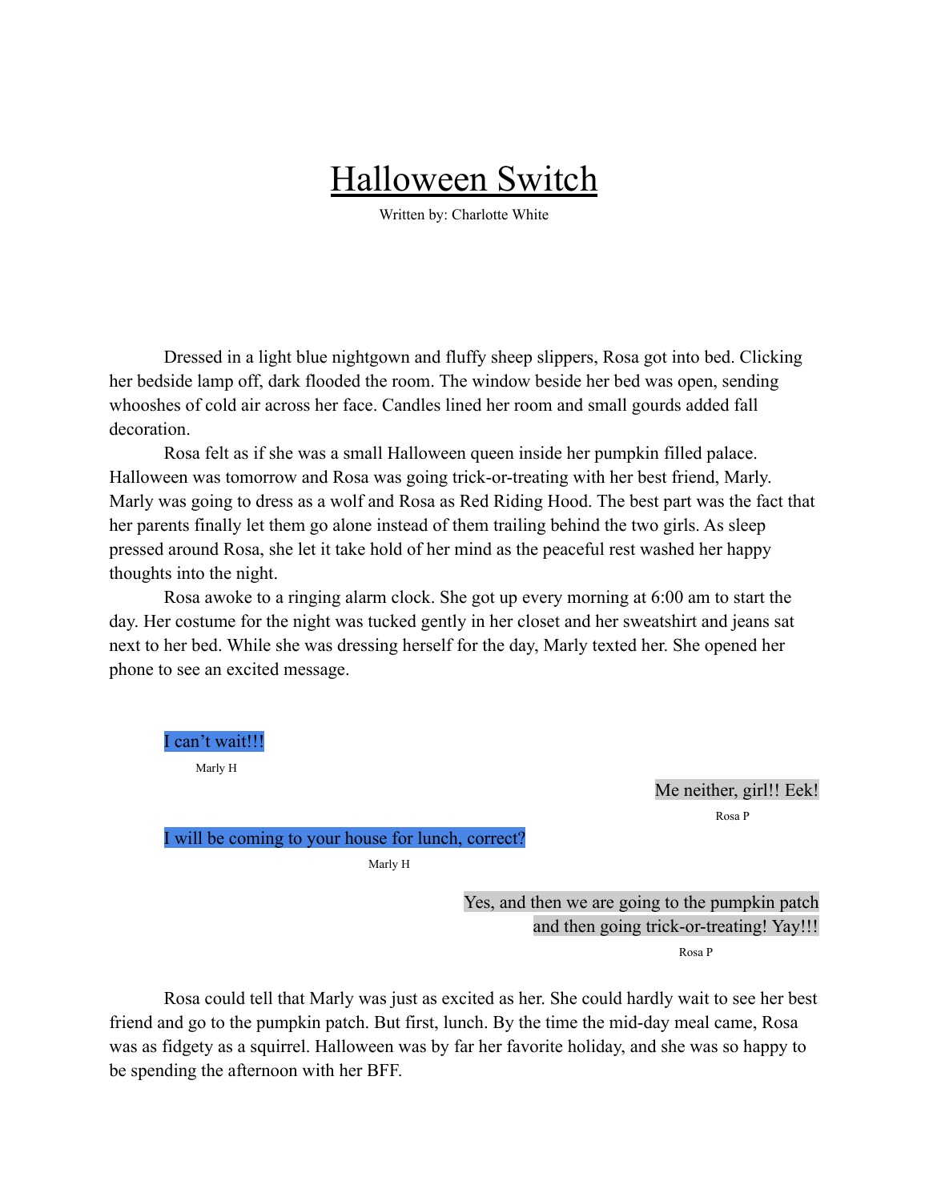# Halloween Switch

Written by: Charlotte White

Dressed in a light blue nightgown and fluffy sheep slippers, Rosa got into bed. Clicking her bedside lamp off, dark flooded the room. The window beside her bed was open, sending whooshes of cold air across her face. Candles lined her room and small gourds added fall decoration.

Rosa felt as if she was a small Halloween queen inside her pumpkin filled palace. Halloween was tomorrow and Rosa was going trick-or-treating with her best friend, Marly. Marly was going to dress as a wolf and Rosa as Red Riding Hood. The best part was the fact that her parents finally let them go alone instead of them trailing behind the two girls. As sleep pressed around Rosa, she let it take hold of her mind as the peaceful rest washed her happy thoughts into the night.

Rosa awoke to a ringing alarm clock. She got up every morning at 6:00 am to start the day. Her costume for the night was tucked gently in her closet and her sweatshirt and jeans sat next to her bed. While she was dressing herself for the day, Marly texted her. She opened her phone to see an excited message.

I can't wait!!!

Marly H

Me neither, girl!! Eek!

Rosa P

I will be coming to your house for lunch, correct?

Marly H

Yes, and then we are going to the pumpkin patch and then going trick-or-treating! Yay!!!

Rosa P

Rosa could tell that Marly was just as excited as her. She could hardly wait to see her best friend and go to the pumpkin patch. But first, lunch. By the time the mid-day meal came, Rosa was as fidgety as a squirrel. Halloween was by far her favorite holiday, and she was so happy to be spending the afternoon with her BFF.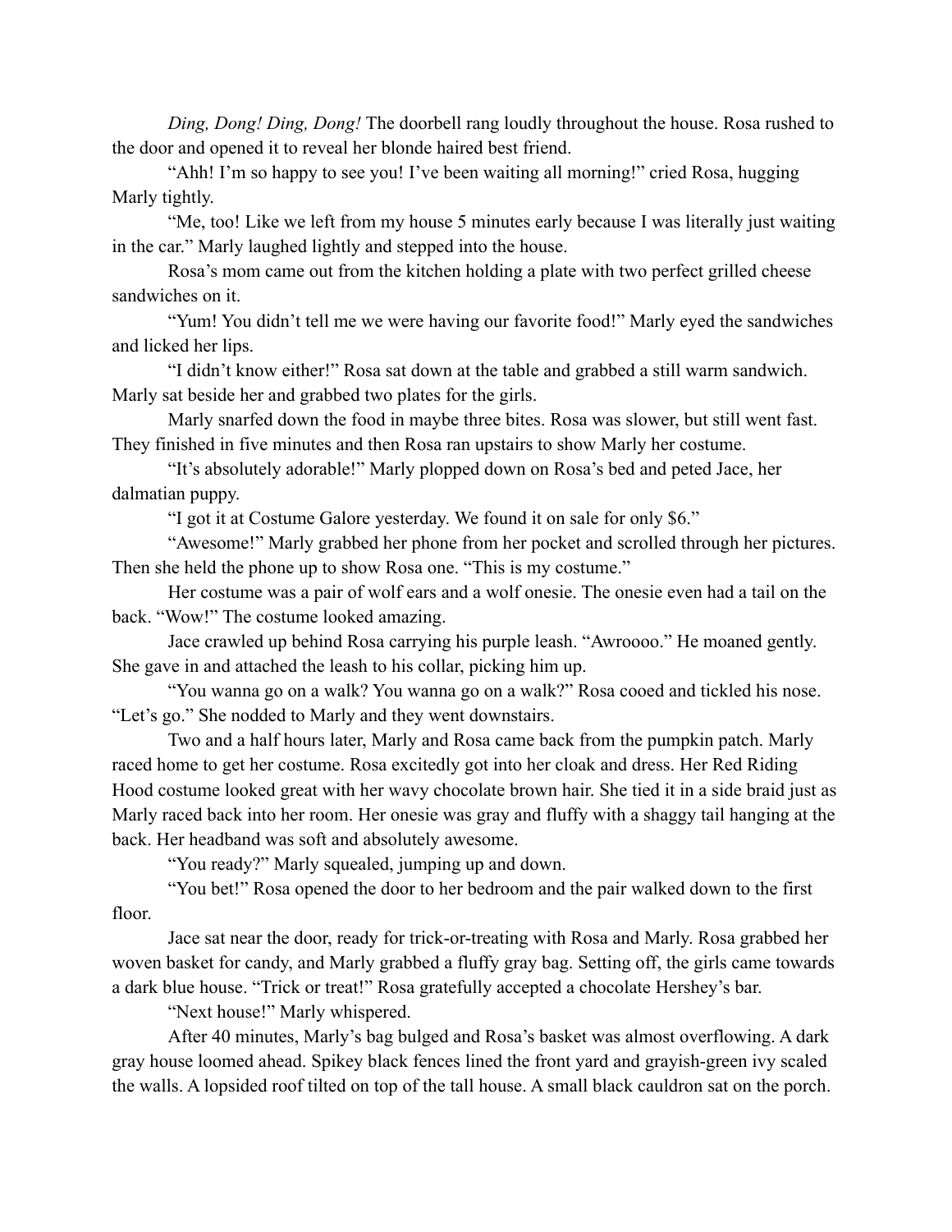*Ding, Dong! Ding, Dong!* The doorbell rang loudly throughout the house. Rosa rushed to the door and opened it to reveal her blonde haired best friend.

"Ahh! I'm so happy to see you! I've been waiting all morning!" cried Rosa, hugging Marly tightly.

"Me, too! Like we left from my house 5 minutes early because I was literally just waiting in the car." Marly laughed lightly and stepped into the house.

Rosa's mom came out from the kitchen holding a plate with two perfect grilled cheese sandwiches on it.

"Yum! You didn't tell me we were having our favorite food!" Marly eyed the sandwiches and licked her lips.

"I didn't know either!" Rosa sat down at the table and grabbed a still warm sandwich. Marly sat beside her and grabbed two plates for the girls.

Marly snarfed down the food in maybe three bites. Rosa was slower, but still went fast. They finished in five minutes and then Rosa ran upstairs to show Marly her costume.

"It's absolutely adorable!" Marly plopped down on Rosa's bed and peted Jace, her dalmatian puppy.

"I got it at Costume Galore yesterday. We found it on sale for only $6."

"Awesome!" Marly grabbed her phone from her pocket and scrolled through her pictures. Then she held the phone up to show Rosa one. "This is my costume."

Her costume was a pair of wolf ears and a wolf onesie. The onesie even had a tail on the back. "Wow!" The costume looked amazing.

Jace crawled up behind Rosa carrying his purple leash. "Awroooo." He moaned gently. She gave in and attached the leash to his collar, picking him up.

"You wanna go on a walk? You wanna go on a walk?" Rosa cooed and tickled his nose. "Let's go." She nodded to Marly and they went downstairs.

Two and a half hours later, Marly and Rosa came back from the pumpkin patch. Marly raced home to get her costume. Rosa excitedly got into her cloak and dress. Her Red Riding Hood costume looked great with her wavy chocolate brown hair. She tied it in a side braid just as Marly raced back into her room. Her onesie was gray and fluffy with a shaggy tail hanging at the back. Her headband was soft and absolutely awesome.

"You ready?" Marly squealed, jumping up and down.

"You bet!" Rosa opened the door to her bedroom and the pair walked down to the first floor.

Jace sat near the door, ready for trick-or-treating with Rosa and Marly. Rosa grabbed her woven basket for candy, and Marly grabbed a fluffy gray bag. Setting off, the girls came towards a dark blue house. "Trick or treat!" Rosa gratefully accepted a chocolate Hershey's bar.

"Next house!" Marly whispered.

After 40 minutes, Marly's bag bulged and Rosa's basket was almost overflowing. A dark gray house loomed ahead. Spikey black fences lined the front yard and grayish-green ivy scaled the walls. A lopsided roof tilted on top of the tall house. A small black cauldron sat on the porch.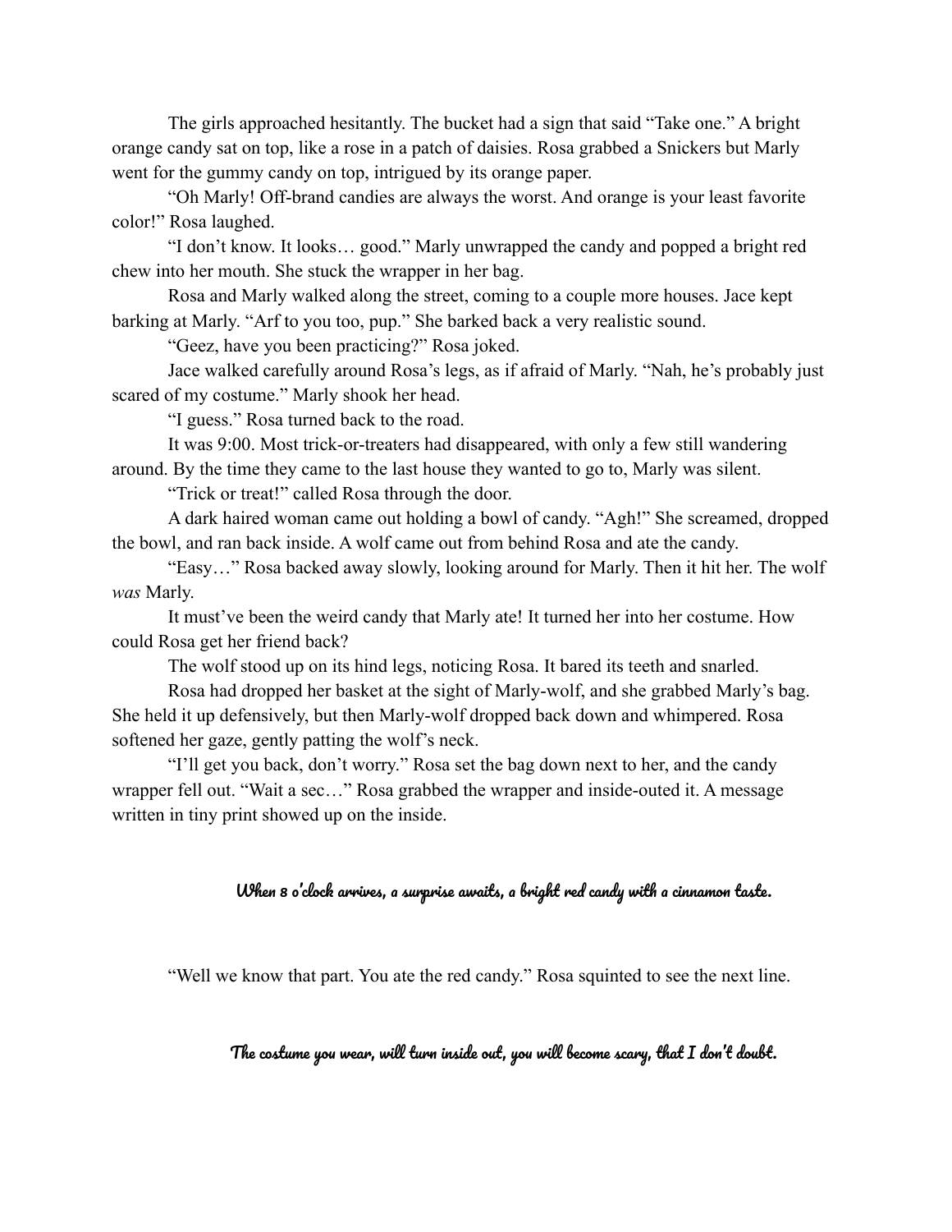The girls approached hesitantly. The bucket had a sign that said "Take one." A bright orange candy sat on top, like a rose in a patch of daisies. Rosa grabbed a Snickers but Marly went for the gummy candy on top, intrigued by its orange paper.

"Oh Marly! Off-brand candies are always the worst. And orange is your least favorite color!" Rosa laughed.

"I don't know. It looks… good." Marly unwrapped the candy and popped a bright red chew into her mouth. She stuck the wrapper in her bag.

Rosa and Marly walked along the street, coming to a couple more houses. Jace kept barking at Marly. "Arf to you too, pup." She barked back a very realistic sound.

"Geez, have you been practicing?" Rosa joked.

Jace walked carefully around Rosa's legs, as if afraid of Marly. "Nah, he's probably just scared of my costume." Marly shook her head.

"I guess." Rosa turned back to the road.

It was 9:00. Most trick-or-treaters had disappeared, with only a few still wandering around. By the time they came to the last house they wanted to go to, Marly was silent.

"Trick or treat!" called Rosa through the door.

A dark haired woman came out holding a bowl of candy. "Agh!" She screamed, dropped the bowl, and ran back inside. A wolf came out from behind Rosa and ate the candy.

"Easy…" Rosa backed away slowly, looking around for Marly. Then it hit her. The wolf *was* Marly.

It must've been the weird candy that Marly ate! It turned her into her costume. How could Rosa get her friend back?

The wolf stood up on its hind legs, noticing Rosa. It bared its teeth and snarled.

Rosa had dropped her basket at the sight of Marly-wolf, and she grabbed Marly's bag. She held it up defensively, but then Marly-wolf dropped back down and whimpered. Rosa softened her gaze, gently patting the wolf's neck.

"I'll get you back, don't worry." Rosa set the bag down next to her, and the candy wrapper fell out. "Wait a sec…" Rosa grabbed the wrapper and inside-outed it. A message written in tiny print showed up on the inside.

**When 8 o'clock arrives, a surprise awaits, a bright red candy with a cinnamon taste.**

"Well we know that part. You ate the red candy." Rosa squinted to see the next line.

**The costume you wear, will turn inside out, you will become scary, that I don't doubt.**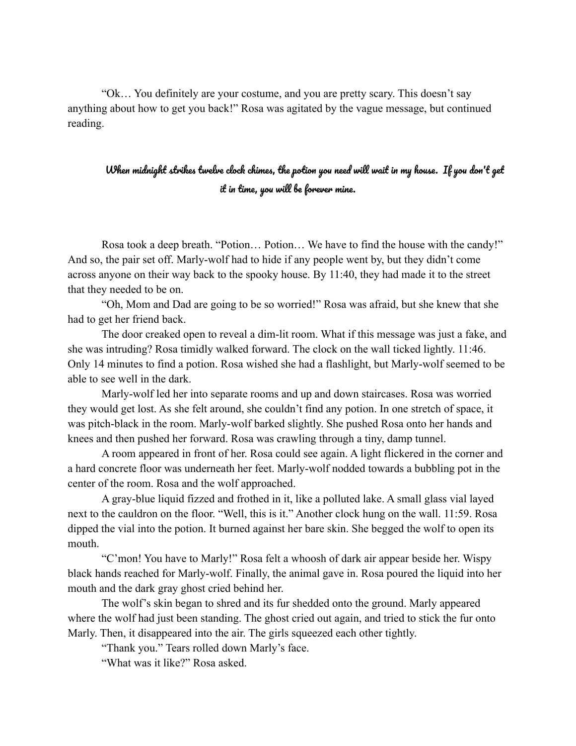"Ok… You definitely are your costume, and you are pretty scary. This doesn't say anything about how to get you back!" Rosa was agitated by the vague message, but continued reading.

*When midnight strikes twelve clock chimes, the potion you need will wait in my house. If you don't get it in time, you will be forever mine.*

Rosa took a deep breath. "Potion… Potion… We have to find the house with the candy!" And so, the pair set off. Marly-wolf had to hide if any people went by, but they didn't come across anyone on their way back to the spooky house. By 11:40, they had made it to the street that they needed to be on.

"Oh, Mom and Dad are going to be so worried!" Rosa was afraid, but she knew that she had to get her friend back.

The door creaked open to reveal a dim-lit room. What if this message was just a fake, and she was intruding? Rosa timidly walked forward. The clock on the wall ticked lightly. 11:46. Only 14 minutes to find a potion. Rosa wished she had a flashlight, but Marly-wolf seemed to be able to see well in the dark.

Marly-wolf led her into separate rooms and up and down staircases. Rosa was worried they would get lost. As she felt around, she couldn't find any potion. In one stretch of space, it was pitch-black in the room. Marly-wolf barked slightly. She pushed Rosa onto her hands and knees and then pushed her forward. Rosa was crawling through a tiny, damp tunnel.

A room appeared in front of her. Rosa could see again. A light flickered in the corner and a hard concrete floor was underneath her feet. Marly-wolf nodded towards a bubbling pot in the center of the room. Rosa and the wolf approached.

A gray-blue liquid fizzed and frothed in it, like a polluted lake. A small glass vial layed next to the cauldron on the floor. "Well, this is it." Another clock hung on the wall. 11:59. Rosa dipped the vial into the potion. It burned against her bare skin. She begged the wolf to open its mouth.

"C'mon! You have to Marly!" Rosa felt a whoosh of dark air appear beside her. Wispy black hands reached for Marly-wolf. Finally, the animal gave in. Rosa poured the liquid into her mouth and the dark gray ghost cried behind her.

The wolf's skin began to shred and its fur shedded onto the ground. Marly appeared where the wolf had just been standing. The ghost cried out again, and tried to stick the fur onto Marly. Then, it disappeared into the air. The girls squeezed each other tightly.

"Thank you." Tears rolled down Marly's face.

"What was it like?" Rosa asked.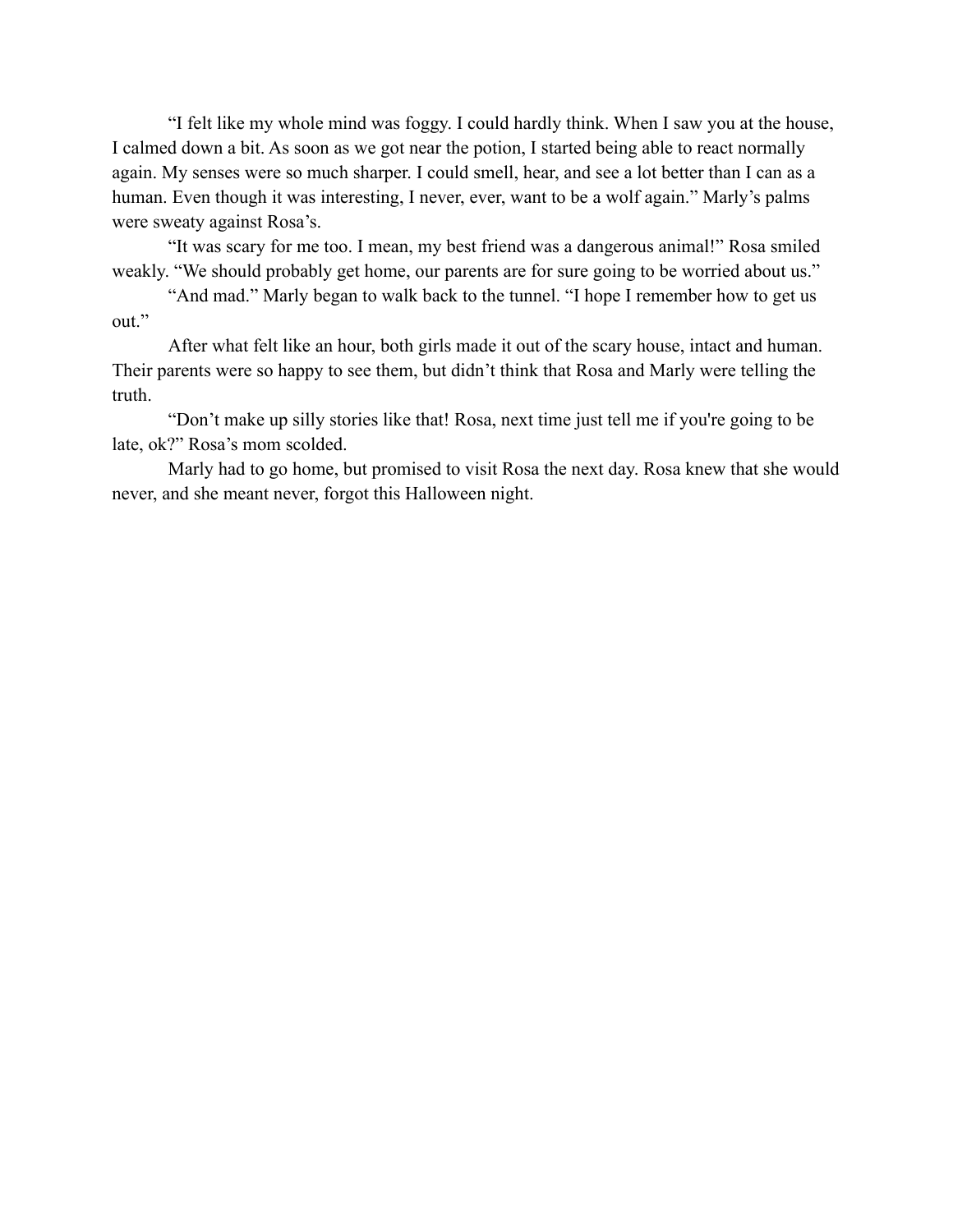"I felt like my whole mind was foggy. I could hardly think. When I saw you at the house, I calmed down a bit. As soon as we got near the potion, I started being able to react normally again. My senses were so much sharper. I could smell, hear, and see a lot better than I can as a human. Even though it was interesting, I never, ever, want to be a wolf again." Marly's palms were sweaty against Rosa's.

"It was scary for me too. I mean, my best friend was a dangerous animal!" Rosa smiled weakly. "We should probably get home, our parents are for sure going to be worried about us."

"And mad." Marly began to walk back to the tunnel. "I hope I remember how to get us out."

After what felt like an hour, both girls made it out of the scary house, intact and human. Their parents were so happy to see them, but didn't think that Rosa and Marly were telling the truth.

"Don't make up silly stories like that! Rosa, next time just tell me if you're going to be late, ok?" Rosa's mom scolded.

Marly had to go home, but promised to visit Rosa the next day. Rosa knew that she would never, and she meant never, forgot this Halloween night.